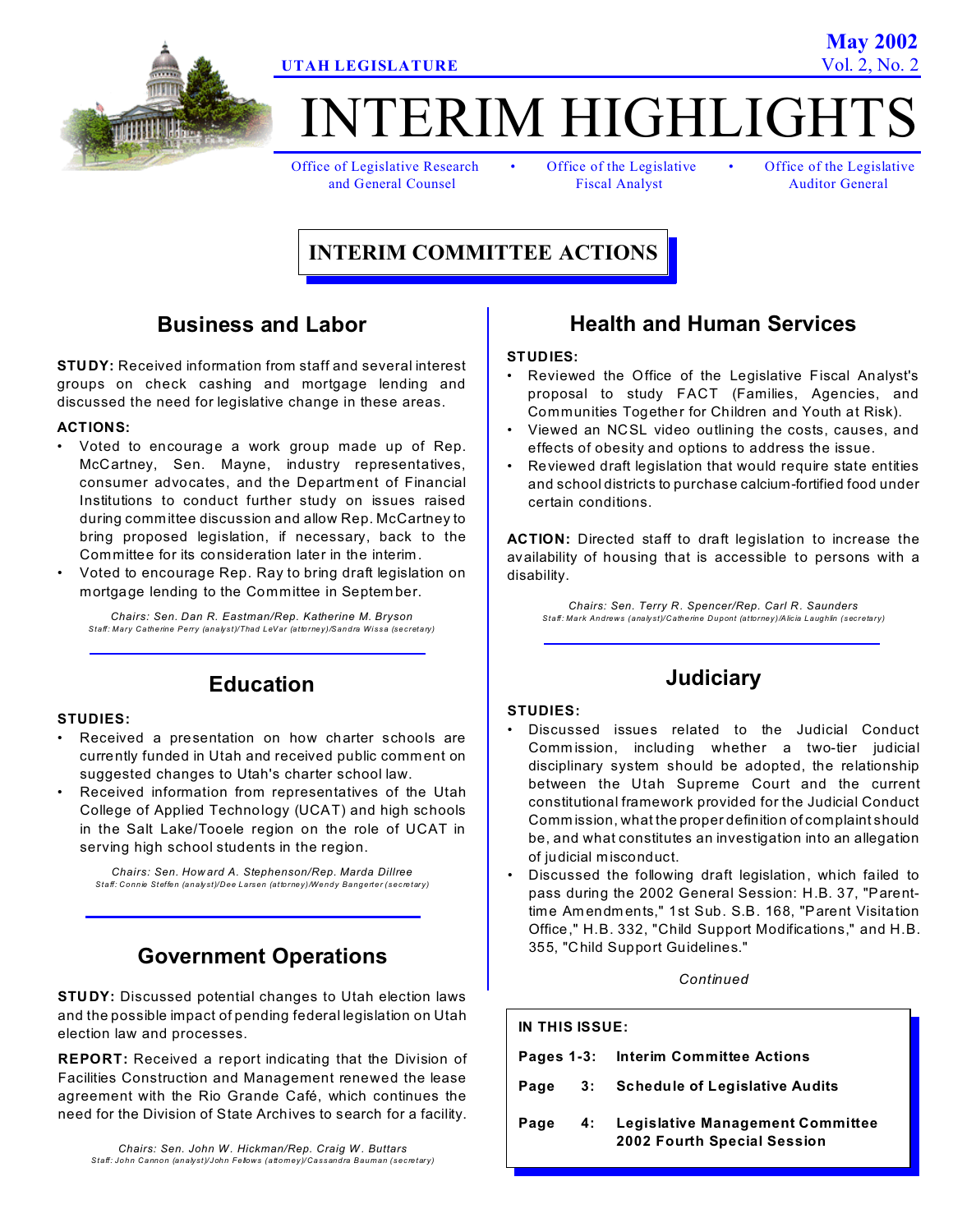UTAH LEGISLATURE

May 2002
Vol. 2, No. 2

# INTERIM HIGHLIGHTS

Office of Legislative Research and General Counsel • Office of the Legislative Fiscal Analyst • Office of the Legislative Auditor General

# INTERIM COMMITTEE ACTIONS

## Business and Labor

**STUDY:** Received information from staff and several interest groups on check cashing and mortgage lending and discussed the need for legislative change in these areas.

**ACTIONS:**

- Voted to encourage a work group made up of Rep. McCartney, Sen. Mayne, industry representatives, consumer advocates, and the Department of Financial Institutions to conduct further study on issues raised during committee discussion and allow Rep. McCartney to bring proposed legislation, if necessary, back to the Committee for its consideration later in the interim.
- Voted to encourage Rep. Ray to bring draft legislation on mortgage lending to the Committee in September.

*Chairs: Sen. Dan R. Eastman/Rep. Katherine M. Bryson*
*Staff: Mary Catherine Perry (analyst)/Thad LeVar (attorney)/Sandra Wissa (secretary)*

## Education

**STUDIES:**

- Received a presentation on how charter schools are currently funded in Utah and received public comment on suggested changes to Utah's charter school law.
- Received information from representatives of the Utah College of Applied Technology (UCAT) and high schools in the Salt Lake/Tooele region on the role of UCAT in serving high school students in the region.

*Chairs: Sen. Howard A. Stephenson/Rep. Marda Dillree*
*Staff: Connie Steffen (analyst)/Dee Larsen (attorney)/Wendy Bangerter (secretary)*

## Government Operations

**STUDY:** Discussed potential changes to Utah election laws and the possible impact of pending federal legislation on Utah election law and processes.

**REPORT:** Received a report indicating that the Division of Facilities Construction and Management renewed the lease agreement with the Rio Grande Café, which continues the need for the Division of State Archives to search for a facility.

*Chairs: Sen. John W. Hickman/Rep. Craig W. Buttars*
*Staff: John Cannon (analyst)/John Fellows (attorney)/Cassandra Bauman (secretary)*

## Health and Human Services

**STUDIES:**

- Reviewed the Office of the Legislative Fiscal Analyst's proposal to study FACT (Families, Agencies, and Communities Together for Children and Youth at Risk).
- Viewed an NCSL video outlining the costs, causes, and effects of obesity and options to address the issue.
- Reviewed draft legislation that would require state entities and school districts to purchase calcium-fortified food under certain conditions.

**ACTION:** Directed staff to draft legislation to increase the availability of housing that is accessible to persons with a disability.

*Chairs: Sen. Terry R. Spencer/Rep. Carl R. Saunders*
*Staff: Mark Andrews (analyst)/Catherine Dupont (attorney)/Alicia Laughlin (secretary)*

## Judiciary

**STUDIES:**

- Discussed issues related to the Judicial Conduct Commission, including whether a two-tier judicial disciplinary system should be adopted, the relationship between the Utah Supreme Court and the current constitutional framework provided for the Judicial Conduct Commission, what the proper definition of complaint should be, and what constitutes an investigation into an allegation of judicial misconduct.
- Discussed the following draft legislation, which failed to pass during the 2002 General Session: H.B. 37, "Parent-time Amendments," 1st Sub. S.B. 168, "Parent Visitation Office," H.B. 332, "Child Support Modifications," and H.B. 355, "Child Support Guidelines."

*Continued*

**IN THIS ISSUE:**

| | |
|---|---|
| **Pages 1-3:** | **Interim Committee Actions** |
| **Page 3:** | **Schedule of Legislative Audits** |
| **Page 4:** | **Legislative Management Committee 2002 Fourth Special Session** |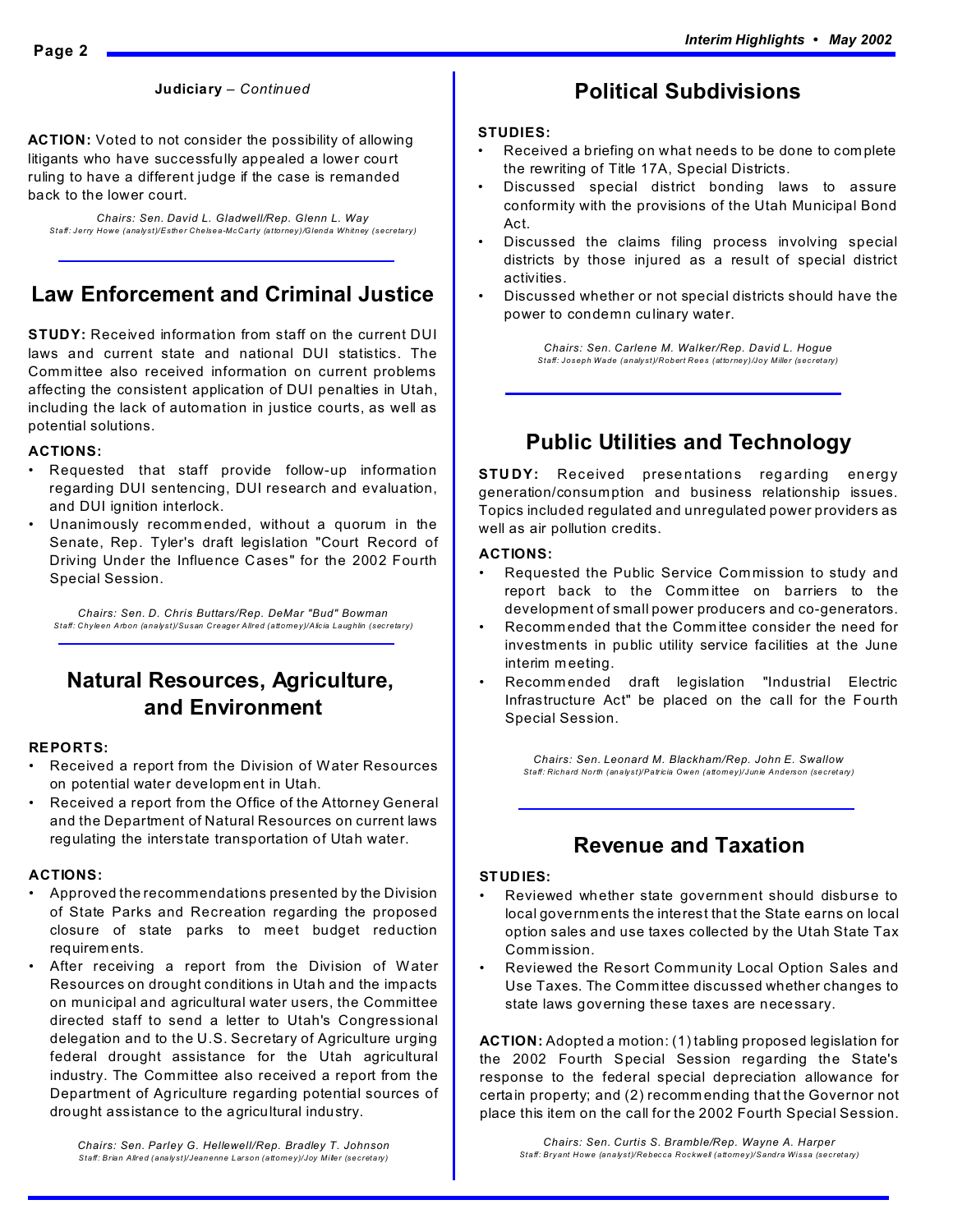**Judiciary** – *Continued*

**ACTION:** Voted to not consider the possibility of allowing litigants who have successfully appealed a lower court ruling to have a different judge if the case is remanded back to the lower court.

*Chairs: Sen. David L. Gladwell/Rep. Glenn L. Way*
*Staff: Jerry Howe (analyst)/Esther Chelsea-McCarty (attorney)/Glenda Whitney (secretary)*

## Law Enforcement and Criminal Justice

**STUDY:** Received information from staff on the current DUI laws and current state and national DUI statistics. The Committee also received information on current problems affecting the consistent application of DUI penalties in Utah, including the lack of automation in justice courts, as well as potential solutions.

**ACTIONS:**

- Requested that staff provide follow-up information regarding DUI sentencing, DUI research and evaluation, and DUI ignition interlock.
- Unanimously recommended, without a quorum in the Senate, Rep. Tyler's draft legislation "Court Record of Driving Under the Influence Cases" for the 2002 Fourth Special Session.

*Chairs: Sen. D. Chris Buttars/Rep. DeMar "Bud" Bowman*
*Staff: Chyleen Arbon (analyst)/Susan Creager Allred (attorney)/Alicia Laughlin (secretary)*

## Natural Resources, Agriculture, and Environment

**REPORTS:**

- Received a report from the Division of Water Resources on potential water development in Utah.
- Received a report from the Office of the Attorney General and the Department of Natural Resources on current laws regulating the interstate transportation of Utah water.

**ACTIONS:**

- Approved the recommendations presented by the Division of State Parks and Recreation regarding the proposed closure of state parks to meet budget reduction requirements.
- After receiving a report from the Division of Water Resources on drought conditions in Utah and the impacts on municipal and agricultural water users, the Committee directed staff to send a letter to Utah's Congressional delegation and to the U.S. Secretary of Agriculture urging federal drought assistance for the Utah agricultural industry. The Committee also received a report from the Department of Agriculture regarding potential sources of drought assistance to the agricultural industry.

*Chairs: Sen. Parley G. Hellewell/Rep. Bradley T. Johnson*
*Staff: Brian Allred (analyst)/Jeanenne Larson (attorney)/Joy Miller (secretary)*

## Political Subdivisions

**STUDIES:**

- Received a briefing on what needs to be done to complete the rewriting of Title 17A, Special Districts.
- Discussed special district bonding laws to assure conformity with the provisions of the Utah Municipal Bond Act.
- Discussed the claims filing process involving special districts by those injured as a result of special district activities.
- Discussed whether or not special districts should have the power to condemn culinary water.

*Chairs: Sen. Carlene M. Walker/Rep. David L. Hogue*
*Staff: Joseph Wade (analyst)/Robert Rees (attorney)/Joy Miller (secretary)*

## Public Utilities and Technology

**STUDY:** Received presentations regarding energy generation/consumption and business relationship issues. Topics included regulated and unregulated power providers as well as air pollution credits.

**ACTIONS:**

- Requested the Public Service Commission to study and report back to the Committee on barriers to the development of small power producers and co-generators.
- Recommended that the Committee consider the need for investments in public utility service facilities at the June interim meeting.
- Recommended draft legislation "Industrial Electric Infrastructure Act" be placed on the call for the Fourth Special Session.

*Chairs: Sen. Leonard M. Blackham/Rep. John E. Swallow*
*Staff: Richard North (analyst)/Patricia Owen (attorney)/Junie Anderson (secretary)*

## Revenue and Taxation

**STUDIES:**

- Reviewed whether state government should disburse to local governments the interest that the State earns on local option sales and use taxes collected by the Utah State Tax Commission.
- Reviewed the Resort Community Local Option Sales and Use Taxes. The Committee discussed whether changes to state laws governing these taxes are necessary.

**ACTION:** Adopted a motion: (1) tabling proposed legislation for the 2002 Fourth Special Session regarding the State's response to the federal special depreciation allowance for certain property; and (2) recommending that the Governor not place this item on the call for the 2002 Fourth Special Session.

*Chairs: Sen. Curtis S. Bramble/Rep. Wayne A. Harper*
*Staff: Bryant Howe (analyst)/Rebecca Rockwell (attorney)/Sandra Wissa (secretary)*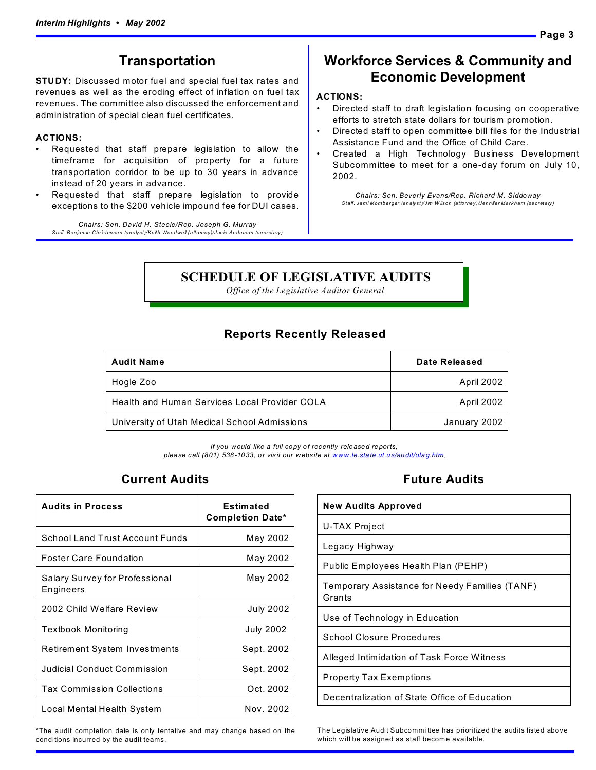## Transportation

**STUDY:** Discussed motor fuel and special fuel tax rates and revenues as well as the eroding effect of inflation on fuel tax revenues. The committee also discussed the enforcement and administration of special clean fuel certificates.

**ACTIONS:**

- Requested that staff prepare legislation to allow the timeframe for acquisition of property for a future transportation corridor to be up to 30 years in advance instead of 20 years in advance.
- Requested that staff prepare legislation to provide exceptions to the $200 vehicle impound fee for DUI cases.

*Chairs: Sen. David H. Steele/Rep. Joseph G. Murray*
*Staff: Benjamin Christensen (analyst)/Keith Woodwell (attorney)/Junie Anderson (secretary)*

## Workforce Services & Community and Economic Development

**ACTIONS:**

- Directed staff to draft legislation focusing on cooperative efforts to stretch state dollars for tourism promotion.
- Directed staff to open committee bill files for the Industrial Assistance Fund and the Office of Child Care.
- Created a High Technology Business Development Subcommittee to meet for a one-day forum on July 10, 2002.

*Chairs: Sen. Beverly Evans/Rep. Richard M. Siddoway*
*Staff: Jami Momberger (analyst)/Jim Wilson (attorney)/Jennifer Markham (secretary)*

# SCHEDULE OF LEGISLATIVE AUDITS

*Office of the Legislative Auditor General*

### Reports Recently Released

| Audit Name | Date Released |
|---|---|
| Hogle Zoo | April 2002 |
| Health and Human Services Local Provider COLA | April 2002 |
| University of Utah Medical School Admissions | January 2002 |

*If you would like a full copy of recently released reports, please call (801) 538-1033, or visit our website at www.le.state.ut.us/audit/olag.htm.*

### Current Audits

| Audits in Process | Estimated Completion Date* |
|---|---|
| School Land Trust Account Funds | May 2002 |
| Foster Care Foundation | May 2002 |
| Salary Survey for Professional Engineers | May 2002 |
| 2002 Child Welfare Review | July 2002 |
| Textbook Monitoring | July 2002 |
| Retirement System Investments | Sept. 2002 |
| Judicial Conduct Commission | Sept. 2002 |
| Tax Commission Collections | Oct. 2002 |
| Local Mental Health System | Nov. 2002 |

*The audit completion date is only tentative and may change based on the conditions incurred by the audit teams.

### Future Audits

| New Audits Approved |
|---|
| U-TAX Project |
| Legacy Highway |
| Public Employees Health Plan (PEHP) |
| Temporary Assistance for Needy Families (TANF) Grants |
| Use of Technology in Education |
| School Closure Procedures |
| Alleged Intimidation of Task Force Witness |
| Property Tax Exemptions |
| Decentralization of State Office of Education |

The Legislative Audit Subcommittee has prioritized the audits listed above which will be assigned as staff become available.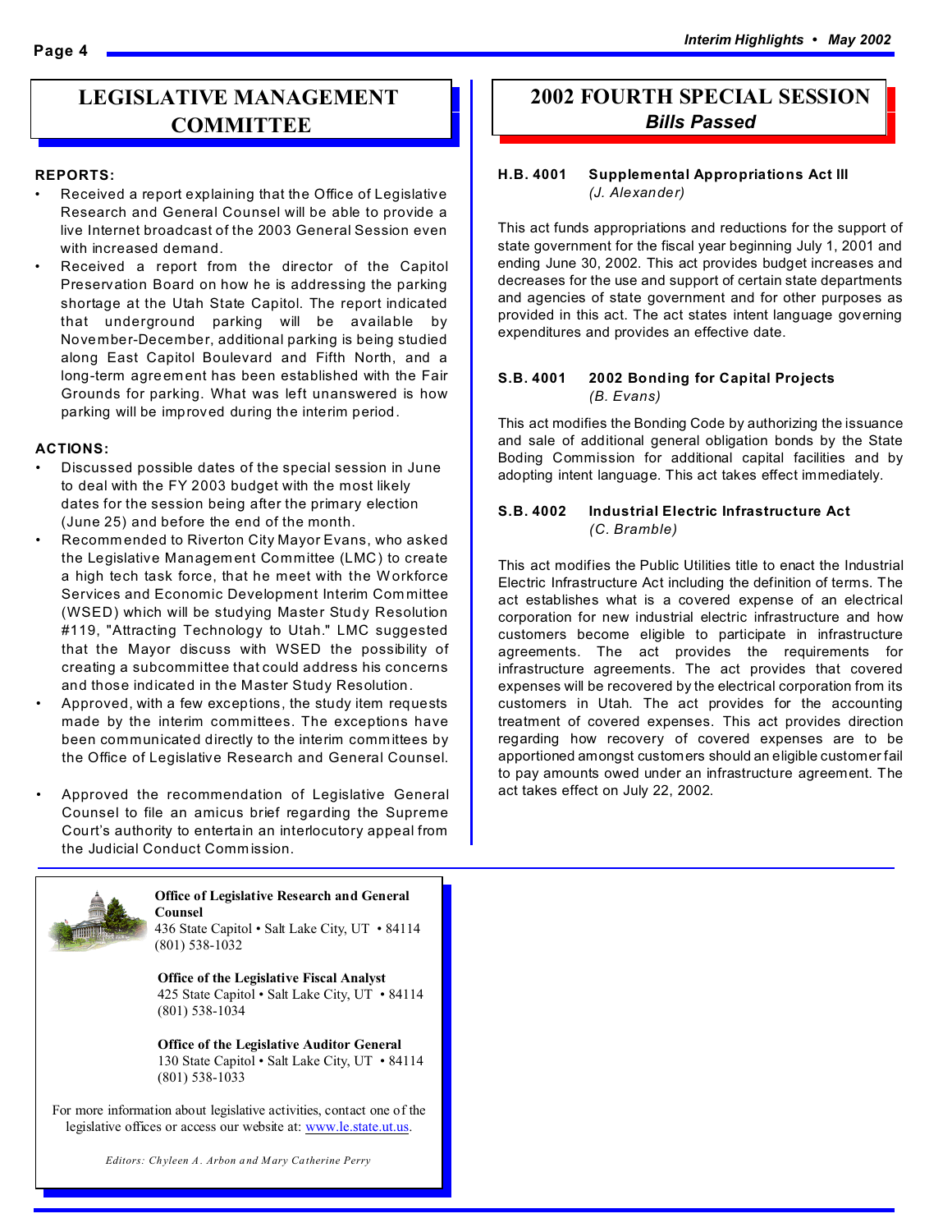# LEGISLATIVE MANAGEMENT COMMITTEE

**REPORTS:**

- Received a report explaining that the Office of Legislative Research and General Counsel will be able to provide a live Internet broadcast of the 2003 General Session even with increased demand.
- Received a report from the director of the Capitol Preservation Board on how he is addressing the parking shortage at the Utah State Capitol. The report indicated that underground parking will be available by November-December, additional parking is being studied along East Capitol Boulevard and Fifth North, and a long-term agreement has been established with the Fair Grounds for parking. What was left unanswered is how parking will be improved during the interim period.

**ACTIONS:**

- Discussed possible dates of the special session in June to deal with the FY 2003 budget with the most likely dates for the session being after the primary election (June 25) and before the end of the month.
- Recommended to Riverton City Mayor Evans, who asked the Legislative Management Committee (LMC) to create a high tech task force, that he meet with the Workforce Services and Economic Development Interim Committee (WSED) which will be studying Master Study Resolution #119, "Attracting Technology to Utah." LMC suggested that the Mayor discuss with WSED the possibility of creating a subcommittee that could address his concerns and those indicated in the Master Study Resolution.
- Approved, with a few exceptions, the study item requests made by the interim committees. The exceptions have been communicated directly to the interim committees by the Office of Legislative Research and General Counsel.
- Approved the recommendation of Legislative General Counsel to file an amicus brief regarding the Supreme Court's authority to entertain an interlocutory appeal from the Judicial Conduct Commission.

# 2002 FOURTH SPECIAL SESSION

## *Bills Passed*

**H.B. 4001 Supplemental Appropriations Act III**
*(J. Alexander)*

This act funds appropriations and reductions for the support of state government for the fiscal year beginning July 1, 2001 and ending June 30, 2002. This act provides budget increases and decreases for the use and support of certain state departments and agencies of state government and for other purposes as provided in this act. The act states intent language governing expenditures and provides an effective date.

**S.B. 4001 2002 Bonding for Capital Projects**
*(B. Evans)*

This act modifies the Bonding Code by authorizing the issuance and sale of additional general obligation bonds by the State Boding Commission for additional capital facilities and by adopting intent language. This act takes effect immediately.

**S.B. 4002 Industrial Electric Infrastructure Act**
*(C. Bramble)*

This act modifies the Public Utilities title to enact the Industrial Electric Infrastructure Act including the definition of terms. The act establishes what is a covered expense of an electrical corporation for new industrial electric infrastructure and how customers become eligible to participate in infrastructure agreements. The act provides the requirements for infrastructure agreements. The act provides that covered expenses will be recovered by the electrical corporation from its customers in Utah. The act provides for the accounting treatment of covered expenses. This act provides direction regarding how recovery of covered expenses are to be apportioned amongst customers should an eligible customer fail to pay amounts owed under an infrastructure agreement. The act takes effect on July 22, 2002.

---

**Office of Legislative Research and General Counsel**
436 State Capitol • Salt Lake City, UT • 84114
(801) 538-1032

**Office of the Legislative Fiscal Analyst**
425 State Capitol • Salt Lake City, UT • 84114
(801) 538-1034

**Office of the Legislative Auditor General**
130 State Capitol • Salt Lake City, UT • 84114
(801) 538-1033

For more information about legislative activities, contact one of the legislative offices or access our website at: www.le.state.ut.us.

*Editors: Chyleen A. Arbon and Mary Catherine Perry*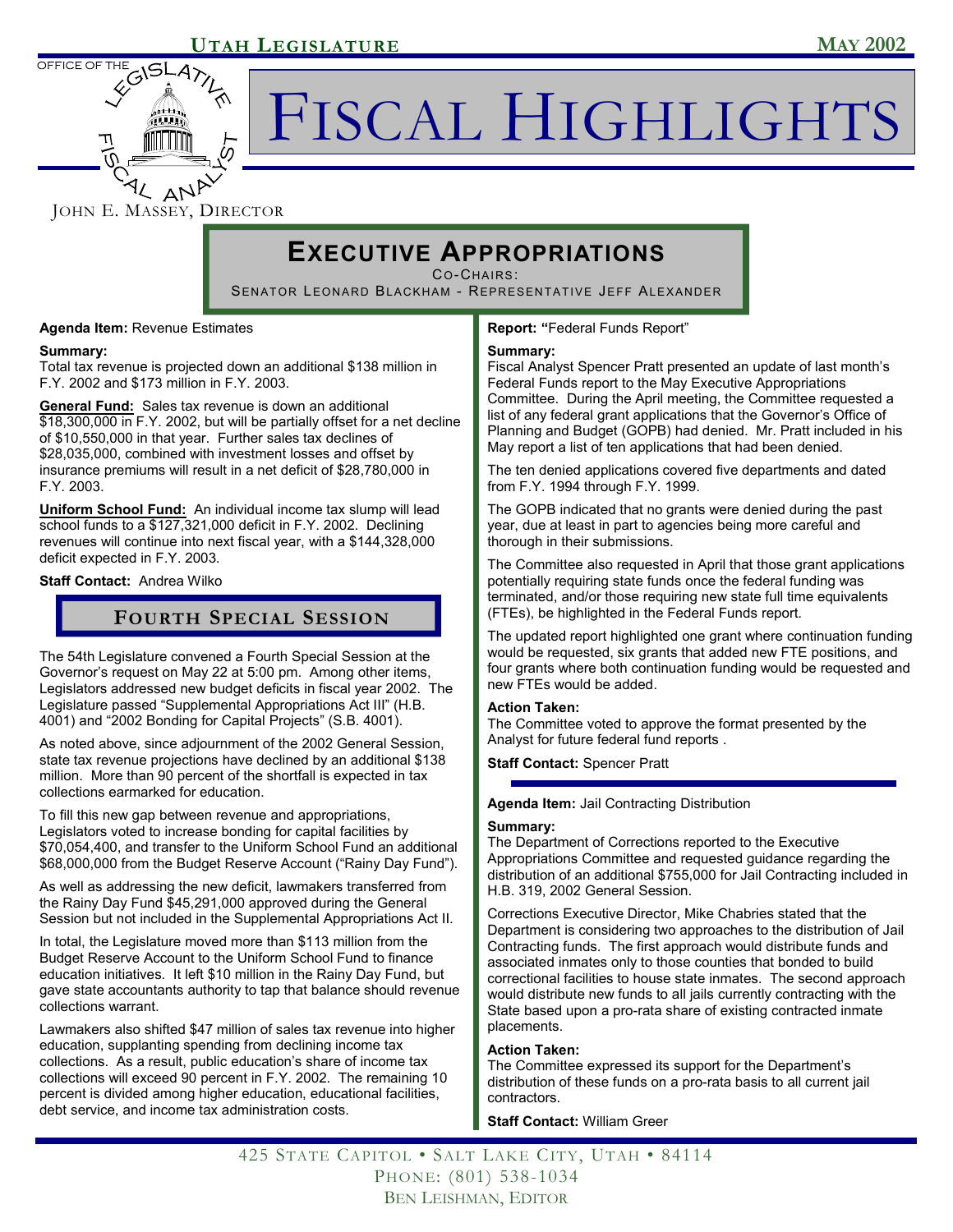# Executive Appropriations

Co-Chairs:
Senator Leonard Blackham - Representative Jeff Alexander

**Agenda Item:** Revenue Estimates

**Summary:**
Total tax revenue is projected down an additional $138 million in F.Y. 2002 and $173 million in F.Y. 2003.

**General Fund:** Sales tax revenue is down an additional $18,300,000 in F.Y. 2002, but will be partially offset for a net decline of $10,550,000 in that year. Further sales tax declines of $28,035,000, combined with investment losses and offset by insurance premiums will result in a net deficit of $28,780,000 in F.Y. 2003.

**Uniform School Fund:** An individual income tax slump will lead school funds to a $127,321,000 deficit in F.Y. 2002. Declining revenues will continue into next fiscal year, with a $144,328,000 deficit expected in F.Y. 2003.

**Staff Contact:** Andrea Wilko

## Fourth Special Session

The 54th Legislature convened a Fourth Special Session at the Governor's request on May 22 at 5:00 pm. Among other items, Legislators addressed new budget deficits in fiscal year 2002. The Legislature passed "Supplemental Appropriations Act III" (H.B. 4001) and "2002 Bonding for Capital Projects" (S.B. 4001).

As noted above, since adjournment of the 2002 General Session, state tax revenue projections have declined by an additional $138 million. More than 90 percent of the shortfall is expected in tax collections earmarked for education.

To fill this new gap between revenue and appropriations, Legislators voted to increase bonding for capital facilities by $70,054,400, and transfer to the Uniform School Fund an additional $68,000,000 from the Budget Reserve Account ("Rainy Day Fund").

As well as addressing the new deficit, lawmakers transferred from the Rainy Day Fund $45,291,000 approved during the General Session but not included in the Supplemental Appropriations Act II.

In total, the Legislature moved more than $113 million from the Budget Reserve Account to the Uniform School Fund to finance education initiatives. It left $10 million in the Rainy Day Fund, but gave state accountants authority to tap that balance should revenue collections warrant.

Lawmakers also shifted $47 million of sales tax revenue into higher education, supplanting spending from declining income tax collections. As a result, public education's share of income tax collections will exceed 90 percent in F.Y. 2002. The remaining 10 percent is divided among higher education, educational facilities, debt service, and income tax administration costs.

**Report:** "Federal Funds Report"

**Summary:**
Fiscal Analyst Spencer Pratt presented an update of last month's Federal Funds report to the May Executive Appropriations Committee. During the April meeting, the Committee requested a list of any federal grant applications that the Governor's Office of Planning and Budget (GOPB) had denied. Mr. Pratt included in his May report a list of ten applications that had been denied.

The ten denied applications covered five departments and dated from F.Y. 1994 through F.Y. 1999.

The GOPB indicated that no grants were denied during the past year, due at least in part to agencies being more careful and thorough in their submissions.

The Committee also requested in April that those grant applications potentially requiring state funds once the federal funding was terminated, and/or those requiring new state full time equivalents (FTEs), be highlighted in the Federal Funds report.

The updated report highlighted one grant where continuation funding would be requested, six grants that added new FTE positions, and four grants where both continuation funding would be requested and new FTEs would be added.

**Action Taken:**
The Committee voted to approve the format presented by the Analyst for future federal fund reports .

**Staff Contact:** Spencer Pratt

**Agenda Item:** Jail Contracting Distribution

**Summary:**
The Department of Corrections reported to the Executive Appropriations Committee and requested guidance regarding the distribution of an additional $755,000 for Jail Contracting included in H.B. 319, 2002 General Session.

Corrections Executive Director, Mike Chabries stated that the Department is considering two approaches to the distribution of Jail Contracting funds. The first approach would distribute funds and associated inmates only to those counties that bonded to build correctional facilities to house state inmates. The second approach would distribute new funds to all jails currently contracting with the State based upon a pro-rata share of existing contracted inmate placements.

**Action Taken:**
The Committee expressed its support for the Department's distribution of these funds on a pro-rata basis to all current jail contractors.

**Staff Contact:** William Greer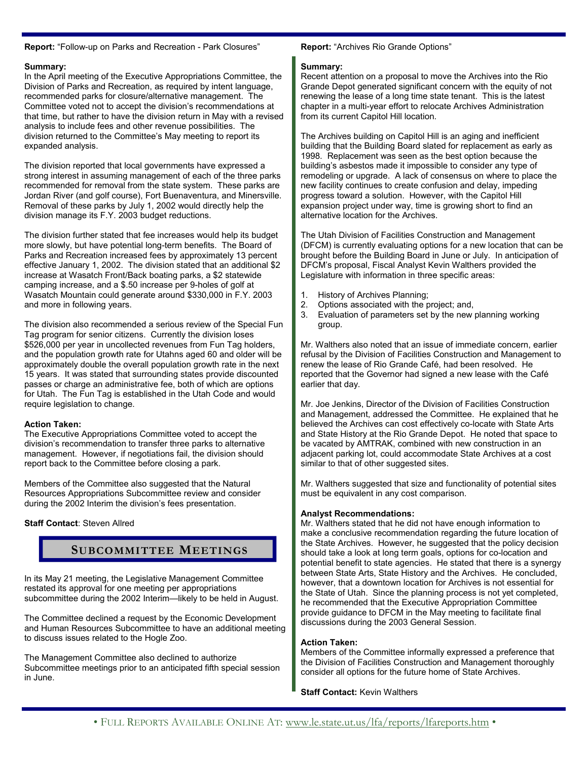**Report:** "Follow-up on Parks and Recreation - Park Closures"

**Summary:**
In the April meeting of the Executive Appropriations Committee, the Division of Parks and Recreation, as required by intent language, recommended parks for closure/alternative management. The Committee voted not to accept the division's recommendations at that time, but rather to have the division return in May with a revised analysis to include fees and other revenue possibilities. The division returned to the Committee's May meeting to report its expanded analysis.

The division reported that local governments have expressed a strong interest in assuming management of each of the three parks recommended for removal from the state system. These parks are Jordan River (and golf course), Fort Buenaventura, and Minersville. Removal of these parks by July 1, 2002 would directly help the division manage its F.Y. 2003 budget reductions.

The division further stated that fee increases would help its budget more slowly, but have potential long-term benefits. The Board of Parks and Recreation increased fees by approximately 13 percent effective January 1, 2002. The division stated that an additional $2 increase at Wasatch Front/Back boating parks, a $2 statewide camping increase, and a $.50 increase per 9-holes of golf at Wasatch Mountain could generate around $330,000 in F.Y. 2003 and more in following years.

The division also recommended a serious review of the Special Fun Tag program for senior citizens. Currently the division loses $526,000 per year in uncollected revenues from Fun Tag holders, and the population growth rate for Utahns aged 60 and older will be approximately double the overall population growth rate in the next 15 years. It was stated that surrounding states provide discounted passes or charge an administrative fee, both of which are options for Utah. The Fun Tag is established in the Utah Code and would require legislation to change.

**Action Taken:**
The Executive Appropriations Committee voted to accept the division's recommendation to transfer three parks to alternative management. However, if negotiations fail, the division should report back to the Committee before closing a park.

Members of the Committee also suggested that the Natural Resources Appropriations Subcommittee review and consider during the 2002 Interim the division's fees presentation.

**Staff Contact**: Steven Allred

## Subcommittee Meetings

In its May 21 meeting, the Legislative Management Committee restated its approval for one meeting per appropriations subcommittee during the 2002 Interim—likely to be held in August.

The Committee declined a request by the Economic Development and Human Resources Subcommittee to have an additional meeting to discuss issues related to the Hogle Zoo.

The Management Committee also declined to authorize Subcommittee meetings prior to an anticipated fifth special session in June.

**Report:** "Archives Rio Grande Options"

**Summary:**
Recent attention on a proposal to move the Archives into the Rio Grande Depot generated significant concern with the equity of not renewing the lease of a long time state tenant. This is the latest chapter in a multi-year effort to relocate Archives Administration from its current Capitol Hill location.

The Archives building on Capitol Hill is an aging and inefficient building that the Building Board slated for replacement as early as 1998. Replacement was seen as the best option because the building's asbestos made it impossible to consider any type of remodeling or upgrade. A lack of consensus on where to place the new facility continues to create confusion and delay, impeding progress toward a solution. However, with the Capitol Hill expansion project under way, time is growing short to find an alternative location for the Archives.

The Utah Division of Facilities Construction and Management (DFCM) is currently evaluating options for a new location that can be brought before the Building Board in June or July. In anticipation of DFCM's proposal, Fiscal Analyst Kevin Walthers provided the Legislature with information in three specific areas:

1. History of Archives Planning;
2. Options associated with the project; and,
3. Evaluation of parameters set by the new planning working group.

Mr. Walthers also noted that an issue of immediate concern, earlier refusal by the Division of Facilities Construction and Management to renew the lease of Rio Grande Café, had been resolved. He reported that the Governor had signed a new lease with the Café earlier that day.

Mr. Joe Jenkins, Director of the Division of Facilities Construction and Management, addressed the Committee. He explained that he believed the Archives can cost effectively co-locate with State Arts and State History at the Rio Grande Depot. He noted that space to be vacated by AMTRAK, combined with new construction in an adjacent parking lot, could accommodate State Archives at a cost similar to that of other suggested sites.

Mr. Walthers suggested that size and functionality of potential sites must be equivalent in any cost comparison.

**Analyst Recommendations:**
Mr. Walthers stated that he did not have enough information to make a conclusive recommendation regarding the future location of the State Archives. However, he suggested that the policy decision should take a look at long term goals, options for co-location and potential benefit to state agencies. He stated that there is a synergy between State Arts, State History and the Archives. He concluded, however, that a downtown location for Archives is not essential for the State of Utah. Since the planning process is not yet completed, he recommended that the Executive Appropriation Committee provide guidance to DFCM in the May meeting to facilitate final discussions during the 2003 General Session.

**Action Taken:**
Members of the Committee informally expressed a preference that the Division of Facilities Construction and Management thoroughly consider all options for the future home of State Archives.

**Staff Contact:** Kevin Walthers

• Full Reports Available Online At: www.le.state.ut.us/lfa/reports/lfareports.htm •